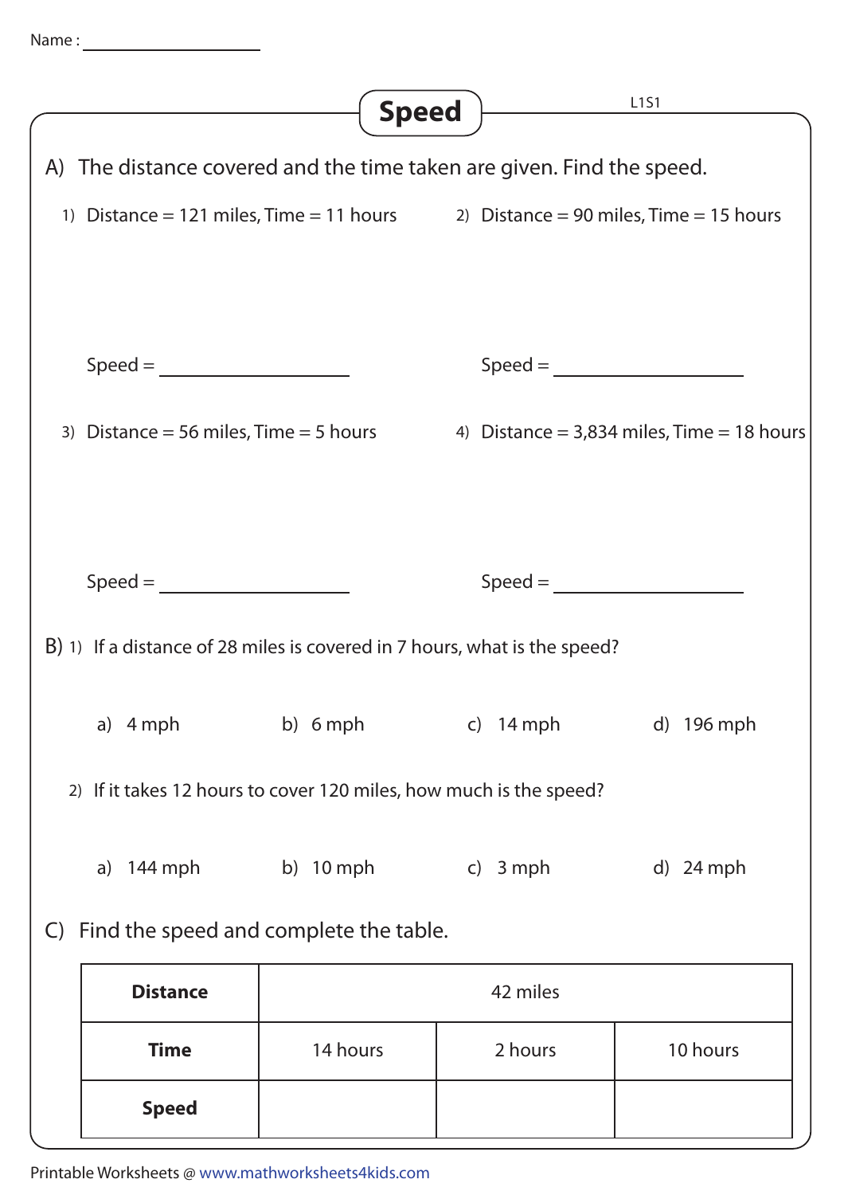Name : ____________________

# Speed

L1S1

A) The distance covered and the time taken are given. Find the speed.

1) Distance = 121 miles, Time = 11 hours

Speed = ____________________

2) Distance = 90 miles, Time = 15 hours

Speed = ____________________

3) Distance = 56 miles, Time = 5 hours

Speed = ____________________

4) Distance = 3,834 miles, Time = 18 hours

Speed = ____________________

B) 1) If a distance of 28 miles is covered in 7 hours, what is the speed?

a) 4 mph b) 6 mph c) 14 mph d) 196 mph

2) If it takes 12 hours to cover 120 miles, how much is the speed?

a) 144 mph b) 10 mph c) 3 mph d) 24 mph

C) Find the speed and complete the table.

| **Distance** | 42 miles | | |
|---|---|---|---|
| **Time** | 14 hours | 2 hours | 10 hours |
| **Speed** | | | |

Printable Worksheets @ www.mathworksheets4kids.com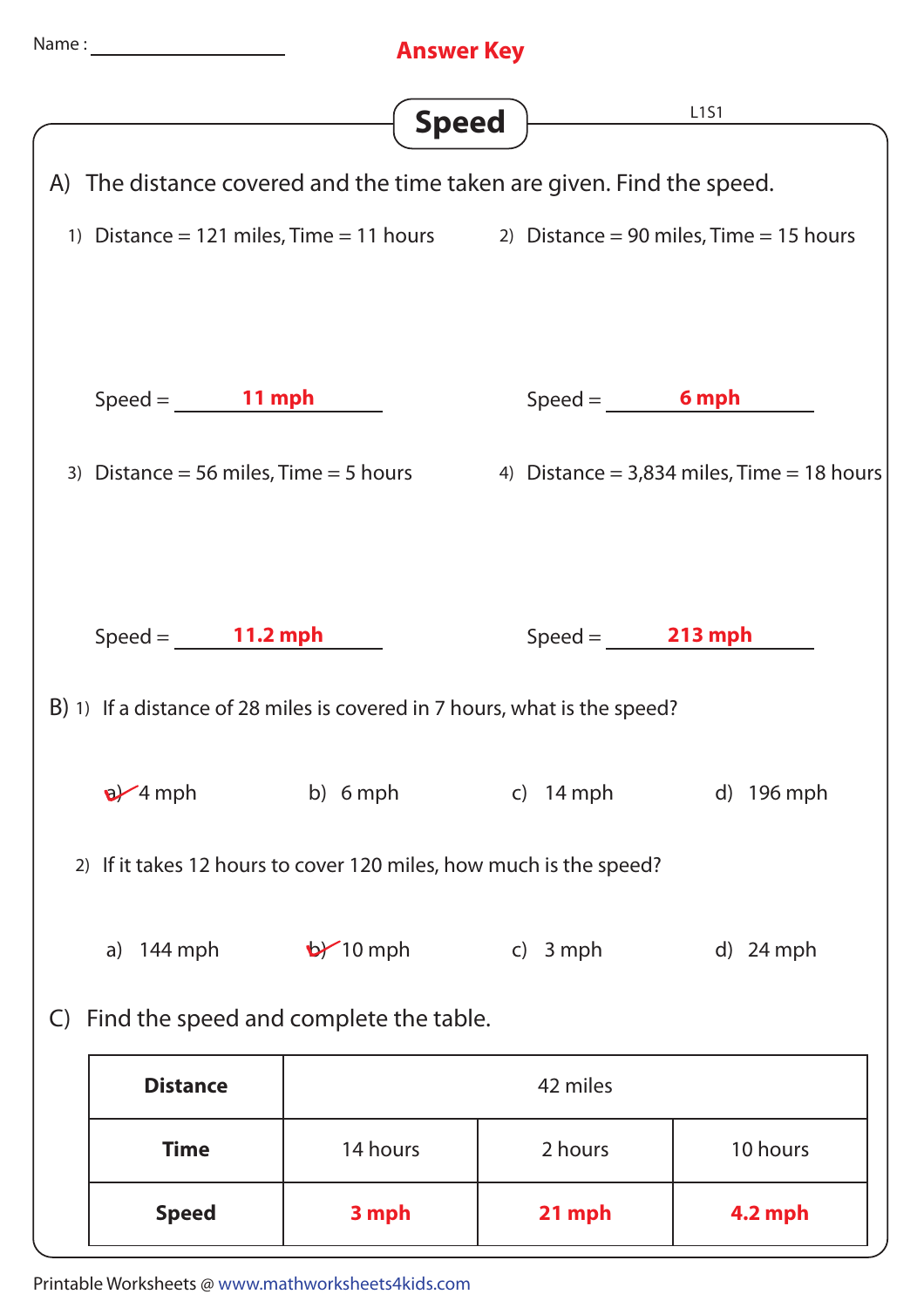Name : ____________________

**Answer Key**

# Speed

L1S1

## A) The distance covered and the time taken are given. Find the speed.

1) Distance = 121 miles, Time = 11 hours

Speed = **11 mph**

2) Distance = 90 miles, Time = 15 hours

Speed = **6 mph**

3) Distance = 56 miles, Time = 5 hours

Speed = **11.2 mph**

4) Distance = 3,834 miles, Time = 18 hours

Speed = **213 mph**

## B)

1) If a distance of 28 miles is covered in 7 hours, what is the speed?

a) 4 mph ✓ b) 6 mph c) 14 mph d) 196 mph

2) If it takes 12 hours to cover 120 miles, how much is the speed?

a) 144 mph b) 10 mph ✓ c) 3 mph d) 24 mph

## C) Find the speed and complete the table.

| **Distance** | 42 miles | | |
|---|---|---|---|
| **Time** | 14 hours | 2 hours | 10 hours |
| **Speed** | **3 mph** | **21 mph** | **4.2 mph** |

Printable Worksheets @ www.mathworksheets4kids.com